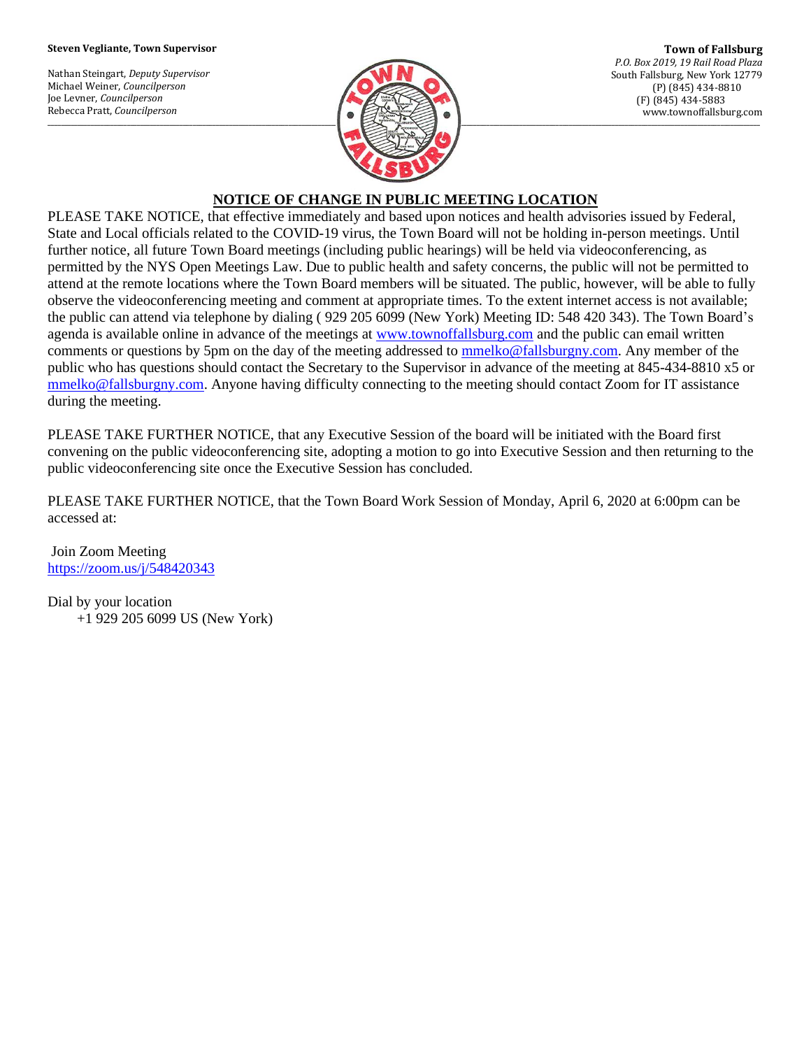**Steven Vegliante, Town Supervisor**

Nathan Steingart, *Deputy Supervisor*
Michael Weiner, *Councilperson*
Joe Levner, *Councilperson*
Rebecca Pratt, *Councilperson*

**Town of Fallsburg**
*P.O. Box 2019, 19 Rail Road Plaza*
South Fallsburg, New York 12779
(P) (845) 434-8810
(F) (845) 434-5883
www.townoffallsburg.com

## NOTICE OF CHANGE IN PUBLIC MEETING LOCATION

PLEASE TAKE NOTICE, that effective immediately and based upon notices and health advisories issued by Federal, State and Local officials related to the COVID-19 virus, the Town Board will not be holding in-person meetings. Until further notice, all future Town Board meetings (including public hearings) will be held via videoconferencing, as permitted by the NYS Open Meetings Law. Due to public health and safety concerns, the public will not be permitted to attend at the remote locations where the Town Board members will be situated. The public, however, will be able to fully observe the videoconferencing meeting and comment at appropriate times. To the extent internet access is not available; the public can attend via telephone by dialing ( 929 205 6099 (New York) Meeting ID: 548 420 343). The Town Board's agenda is available online in advance of the meetings at www.townoffallsburg.com and the public can email written comments or questions by 5pm on the day of the meeting addressed to mmelko@fallsburgny.com. Any member of the public who has questions should contact the Secretary to the Supervisor in advance of the meeting at 845-434-8810 x5 or mmelko@fallsburgny.com. Anyone having difficulty connecting to the meeting should contact Zoom for IT assistance during the meeting.

PLEASE TAKE FURTHER NOTICE, that any Executive Session of the board will be initiated with the Board first convening on the public videoconferencing site, adopting a motion to go into Executive Session and then returning to the public videoconferencing site once the Executive Session has concluded.

PLEASE TAKE FURTHER NOTICE, that the Town Board Work Session of Monday, April 6, 2020 at 6:00pm can be accessed at:

Join Zoom Meeting
https://zoom.us/j/548420343

Dial by your location
+1 929 205 6099 US (New York)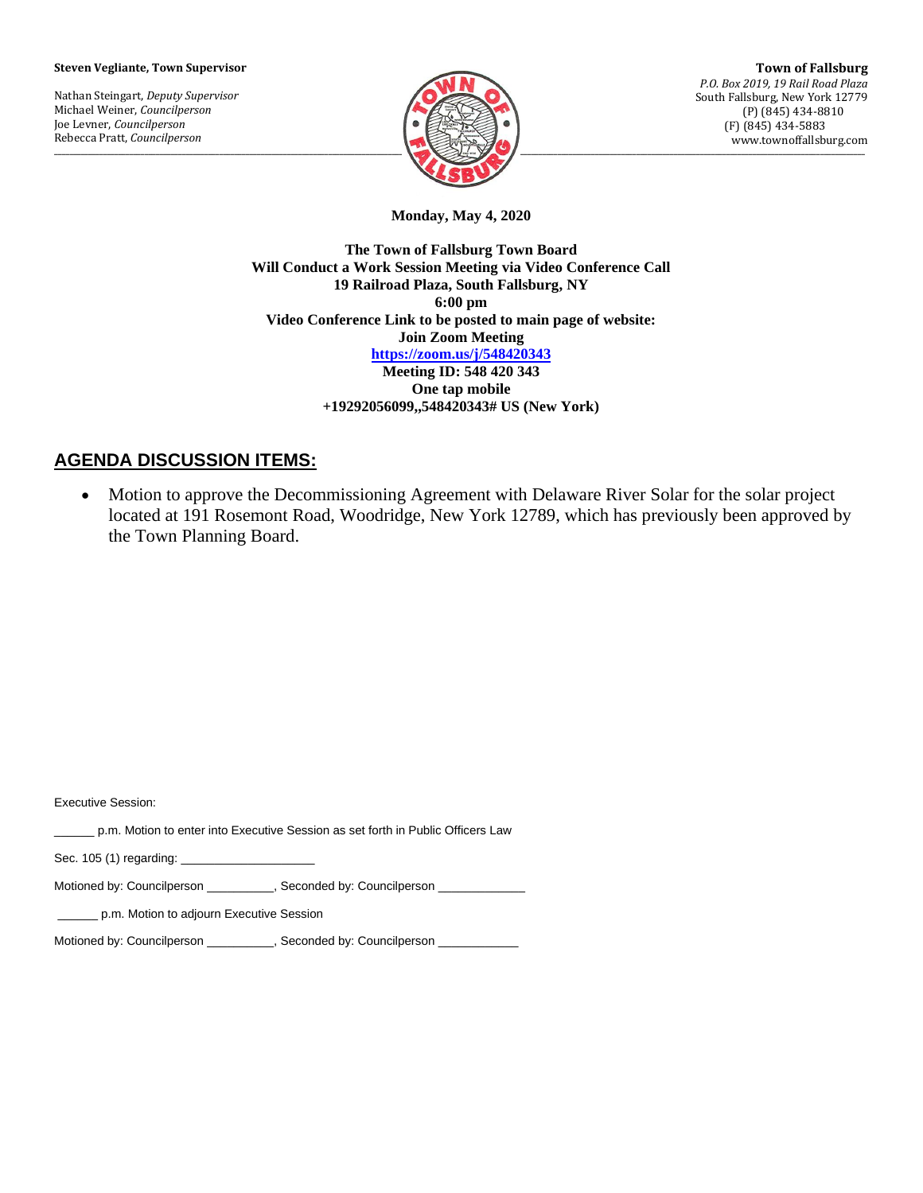**Steven Vegliante, Town Supervisor**

Nathan Steingart, *Deputy Supervisor*
Michael Weiner, *Councilperson*
Joe Levner, *Councilperson*
Rebecca Pratt, *Councilperson*

**Town of Fallsburg**
*P.O. Box 2019, 19 Rail Road Plaza*
South Fallsburg, New York 12779
(P) (845) 434-8810
(F) (845) 434-5883
www.townoffallsburg.com

**Monday, May 4, 2020**

**The Town of Fallsburg Town Board**
**Will Conduct a Work Session Meeting via Video Conference Call**
**19 Railroad Plaza, South Fallsburg, NY**
**6:00 pm**
**Video Conference Link to be posted to main page of website:**
**Join Zoom Meeting**
**https://zoom.us/j/548420343**
**Meeting ID: 548 420 343**
**One tap mobile**
**+19292056099,,548420343# US (New York)**

## AGENDA DISCUSSION ITEMS:

- Motion to approve the Decommissioning Agreement with Delaware River Solar for the solar project located at 191 Rosemont Road, Woodridge, New York 12789, which has previously been approved by the Town Planning Board.

Executive Session:

______ p.m. Motion to enter into Executive Session as set forth in Public Officers Law

Sec. 105 (1) regarding: ____________________

Motioned by: Councilperson __________, Seconded by: Councilperson _____________

______ p.m. Motion to adjourn Executive Session

Motioned by: Councilperson __________, Seconded by: Councilperson ____________